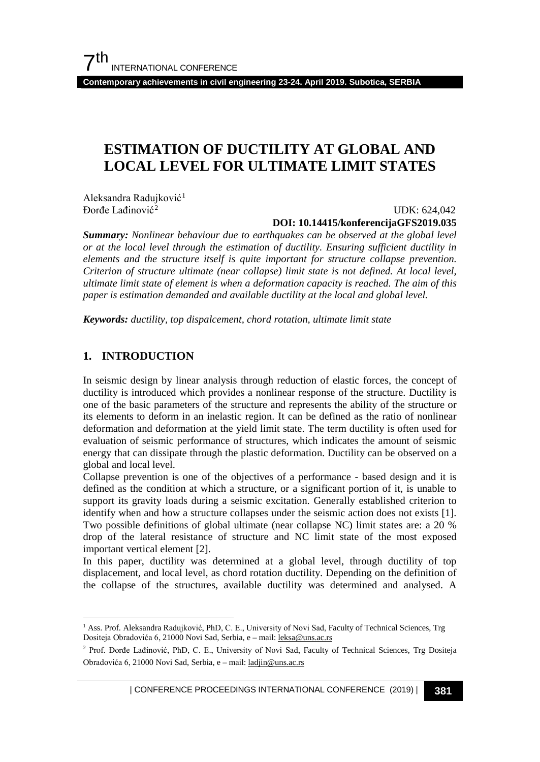# ESTIMATION OF DUCTILITY AT GLOBAL AND LOCAL LEVEL FOR ULTIMATE LIMIT STATES

Aleksandra Radujković[1]
Đorđe Lađinović[2]

UDK: 624,042
**DOI: 10.14415/konferencijaGFS2019.035**

***Summary:*** *Nonlinear behaviour due to earthquakes can be observed at the global level or at the local level through the estimation of ductility. Ensuring sufficient ductility in elements and the structure itself is quite important for structure collapse prevention. Criterion of structure ultimate (near collapse) limit state is not defined. At local level, ultimate limit state of element is when a deformation capacity is reached. The aim of this paper is estimation demanded and available ductility at the local and global level.*

***Keywords:*** *ductility, top dispalcement, chord rotation, ultimate limit state*

## 1. INTRODUCTION

In seismic design by linear analysis through reduction of elastic forces, the concept of ductility is introduced which provides a nonlinear response of the structure. Ductility is one of the basic parameters of the structure and represents the ability of the structure or its elements to deform in an inelastic region. It can be defined as the ratio of nonlinear deformation and deformation at the yield limit state. The term ductility is often used for evaluation of seismic performance of structures, which indicates the amount of seismic energy that can dissipate through the plastic deformation. Ductility can be observed on a global and local level.

Collapse prevention is one of the objectives of a performance - based design and it is defined as the condition at which a structure, or a significant portion of it, is unable to support its gravity loads during a seismic excitation. Generally established criterion to identify when and how a structure collapses under the seismic action does not exists [1]. Two possible definitions of global ultimate (near collapse NC) limit states are: a 20 % drop of the lateral resistance of structure and NC limit state of the most exposed important vertical element [2].

In this paper, ductility was determined at a global level, through ductility of top displacement, and local level, as chord rotation ductility. Depending on the definition of the collapse of the structures, available ductility was determined and analysed. A

---

[1] Ass. Prof. Aleksandra Radujković, PhD, C. E., University of Novi Sad, Faculty of Technical Sciences, Trg Dositeja Obradovića 6, 21000 Novi Sad, Serbia, e – mail: leksa@uns.ac.rs

[2] Prof. Đorđe Lađinović, PhD, C. E., University of Novi Sad, Faculty of Technical Sciences, Trg Dositeja Obradovića 6, 21000 Novi Sad, Serbia, e – mail: ladjin@uns.ac.rs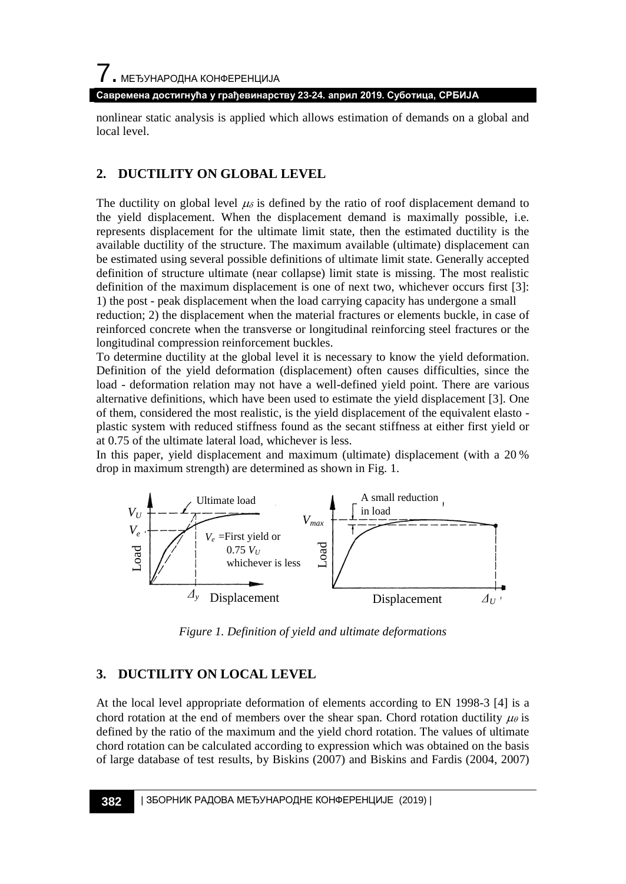nonlinear static analysis is applied which allows estimation of demands on a global and local level.

## 2. DUCTILITY ON GLOBAL LEVEL

The ductility on global level $\mu_\delta$ is defined by the ratio of roof displacement demand to the yield displacement. When the displacement demand is maximally possible, i.e. represents displacement for the ultimate limit state, then the estimated ductility is the available ductility of the structure. The maximum available (ultimate) displacement can be estimated using several possible definitions of ultimate limit state. Generally accepted definition of structure ultimate (near collapse) limit state is missing. The most realistic definition of the maximum displacement is one of next two, whichever occurs first [3]: 1) the post - peak displacement when the load carrying capacity has undergone a small reduction; 2) the displacement when the material fractures or elements buckle, in case of reinforced concrete when the transverse or longitudinal reinforcing steel fractures or the longitudinal compression reinforcement buckles.

To determine ductility at the global level it is necessary to know the yield deformation. Definition of the yield deformation (displacement) often causes difficulties, since the load - deformation relation may not have a well-defined yield point. There are various alternative definitions, which have been used to estimate the yield displacement [3]. One of them, considered the most realistic, is the yield displacement of the equivalent elasto - plastic system with reduced stiffness found as the secant stiffness at either first yield or at 0.75 of the ultimate lateral load, whichever is less.

In this paper, yield displacement and maximum (ultimate) displacement (with a 20 % drop in maximum strength) are determined as shown in Fig. 1.

*Figure 1. Definition of yield and ultimate deformations*

## 3. DUCTILITY ON LOCAL LEVEL

At the local level appropriate deformation of elements according to EN 1998-3 [4] is a chord rotation at the end of members over the shear span. Chord rotation ductility $\mu_\theta$ is defined by the ratio of the maximum and the yield chord rotation. The values of ultimate chord rotation can be calculated according to expression which was obtained on the basis of large database of test results, by Biskins (2007) and Biskins and Fardis (2004, 2007)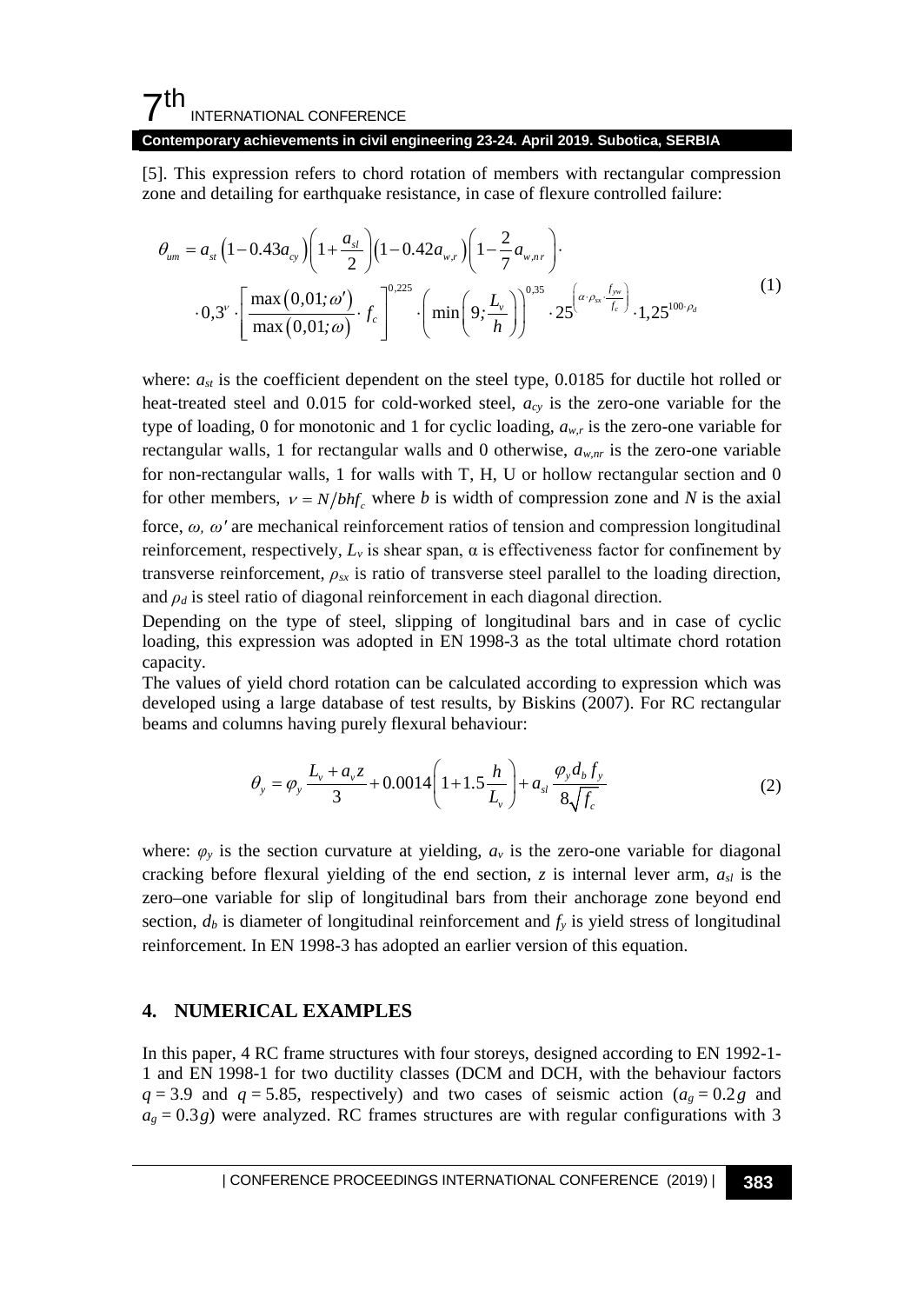[5]. This expression refers to chord rotation of members with rectangular compression zone and detailing for earthquake resistance, in case of flexure controlled failure:

$$\theta_{um} = a_{st}\left(1-0.43a_{cy}\right)\left(1+\frac{a_{sl}}{2}\right)\left(1-0.42a_{w,r}\right)\left(1-\frac{2}{7}a_{w,nr}\right)\cdot \\ \cdot 0{,}3^{\nu}\cdot\left[\frac{\max\left(0{,}01;\omega'\right)}{\max\left(0{,}01;\omega\right)}\cdot f_c\right]^{0{,}225}\cdot\left(\min\left(9;\frac{L_v}{h}\right)\right)^{0{,}35}\cdot 25^{\left(\alpha\cdot\rho_{sx}\cdot\frac{f_{yw}}{f_c}\right)}\cdot 1{,}25^{100\cdot\rho_d} \tag{1}$$

where: $a_{st}$ is the coefficient dependent on the steel type, 0.0185 for ductile hot rolled or heat-treated steel and 0.015 for cold-worked steel, $a_{cy}$ is the zero-one variable for the type of loading, 0 for monotonic and 1 for cyclic loading, $a_{w,r}$ is the zero-one variable for rectangular walls, 1 for rectangular walls and 0 otherwise, $a_{w,nr}$ is the zero-one variable for non-rectangular walls, 1 for walls with T, H, U or hollow rectangular section and 0 for other members, $\nu = N/bhf_c$ where $b$ is width of compression zone and $N$ is the axial force, $\omega$, $\omega'$ are mechanical reinforcement ratios of tension and compression longitudinal reinforcement, respectively, $L_v$ is shear span, $\alpha$ is effectiveness factor for confinement by transverse reinforcement, $\rho_{sx}$ is ratio of transverse steel parallel to the loading direction, and $\rho_d$ is steel ratio of diagonal reinforcement in each diagonal direction.

Depending on the type of steel, slipping of longitudinal bars and in case of cyclic loading, this expression was adopted in EN 1998-3 as the total ultimate chord rotation capacity.

The values of yield chord rotation can be calculated according to expression which was developed using a large database of test results, by Biskins (2007). For RC rectangular beams and columns having purely flexural behaviour:

$$\theta_y = \varphi_y\frac{L_v + a_v z}{3} + 0.0014\left(1+1.5\frac{h}{L_v}\right) + a_{sl}\frac{\varphi_y d_b f_y}{8\sqrt{f_c}} \tag{2}$$

where: $\varphi_y$ is the section curvature at yielding, $a_v$ is the zero-one variable for diagonal cracking before flexural yielding of the end section, $z$ is internal lever arm, $a_{sl}$ is the zero–one variable for slip of longitudinal bars from their anchorage zone beyond end section, $d_b$ is diameter of longitudinal reinforcement and $f_y$ is yield stress of longitudinal reinforcement. In EN 1998-3 has adopted an earlier version of this equation.

## 4. NUMERICAL EXAMPLES

In this paper, 4 RC frame structures with four storeys, designed according to EN 1992-1-1 and EN 1998-1 for two ductility classes (DCM and DCH, with the behaviour factors $q = 3.9$ and $q = 5.85$, respectively) and two cases of seismic action ($a_g = 0.2g$ and $a_g = 0.3g$) were analyzed. RC frames structures are with regular configurations with 3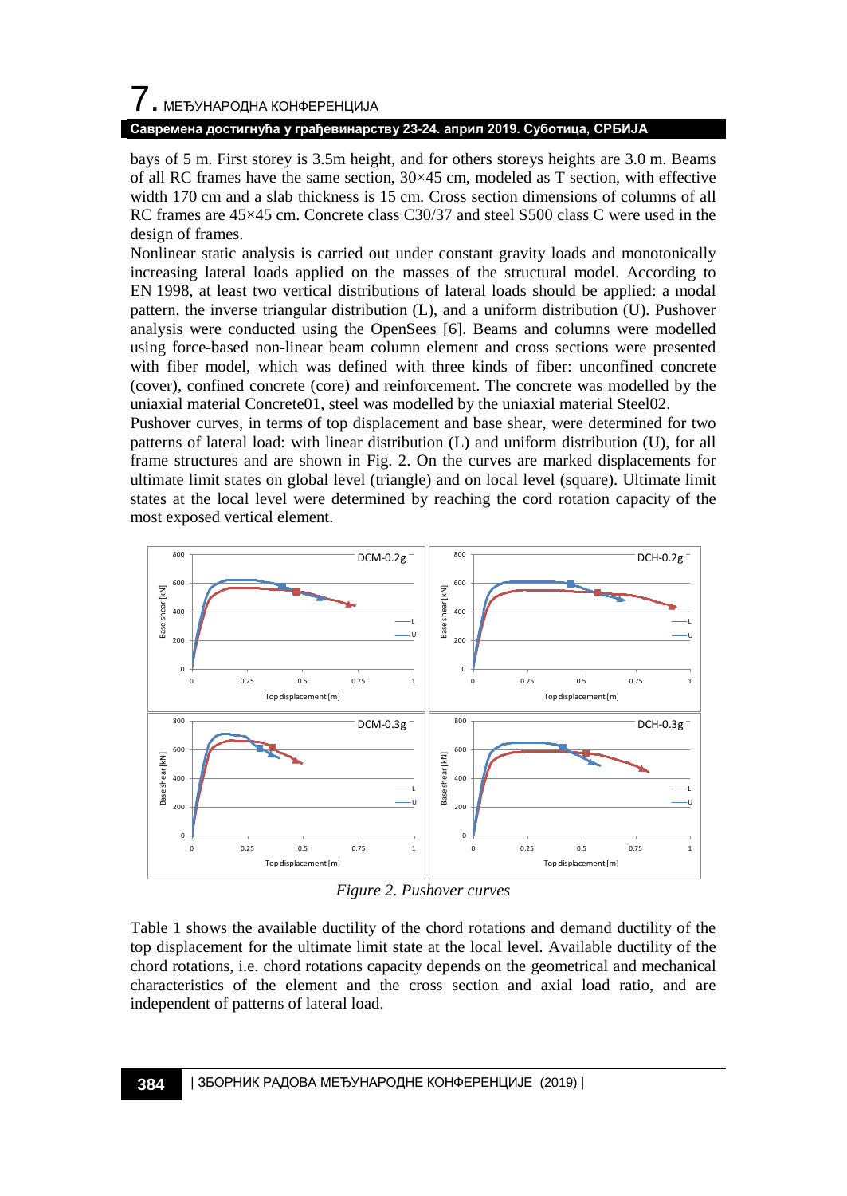bays of 5 m. First storey is 3.5m height, and for others storeys heights are 3.0 m. Beams of all RC frames have the same section, 30×45 cm, modeled as T section, with effective width 170 cm and a slab thickness is 15 cm. Cross section dimensions of columns of all RC frames are 45×45 cm. Concrete class C30/37 and steel S500 class C were used in the design of frames.

Nonlinear static analysis is carried out under constant gravity loads and monotonically increasing lateral loads applied on the masses of the structural model. According to EN 1998, at least two vertical distributions of lateral loads should be applied: a modal pattern, the inverse triangular distribution (L), and a uniform distribution (U). Pushover analysis were conducted using the OpenSees [6]. Beams and columns were modelled using force-based non-linear beam column element and cross sections were presented with fiber model, which was defined with three kinds of fiber: unconfined concrete (cover), confined concrete (core) and reinforcement. The concrete was modelled by the uniaxial material Concrete01, steel was modelled by the uniaxial material Steel02.

Pushover curves, in terms of top displacement and base shear, were determined for two patterns of lateral load: with linear distribution (L) and uniform distribution (U), for all frame structures and are shown in Fig. 2. On the curves are marked displacements for ultimate limit states on global level (triangle) and on local level (square). Ultimate limit states at the local level were determined by reaching the cord rotation capacity of the most exposed vertical element.

*Figure 2. Pushover curves*

Table 1 shows the available ductility of the chord rotations and demand ductility of the top displacement for the ultimate limit state at the local level. Available ductility of the chord rotations, i.e. chord rotations capacity depends on the geometrical and mechanical characteristics of the element and the cross section and axial load ratio, and are independent of patterns of lateral load.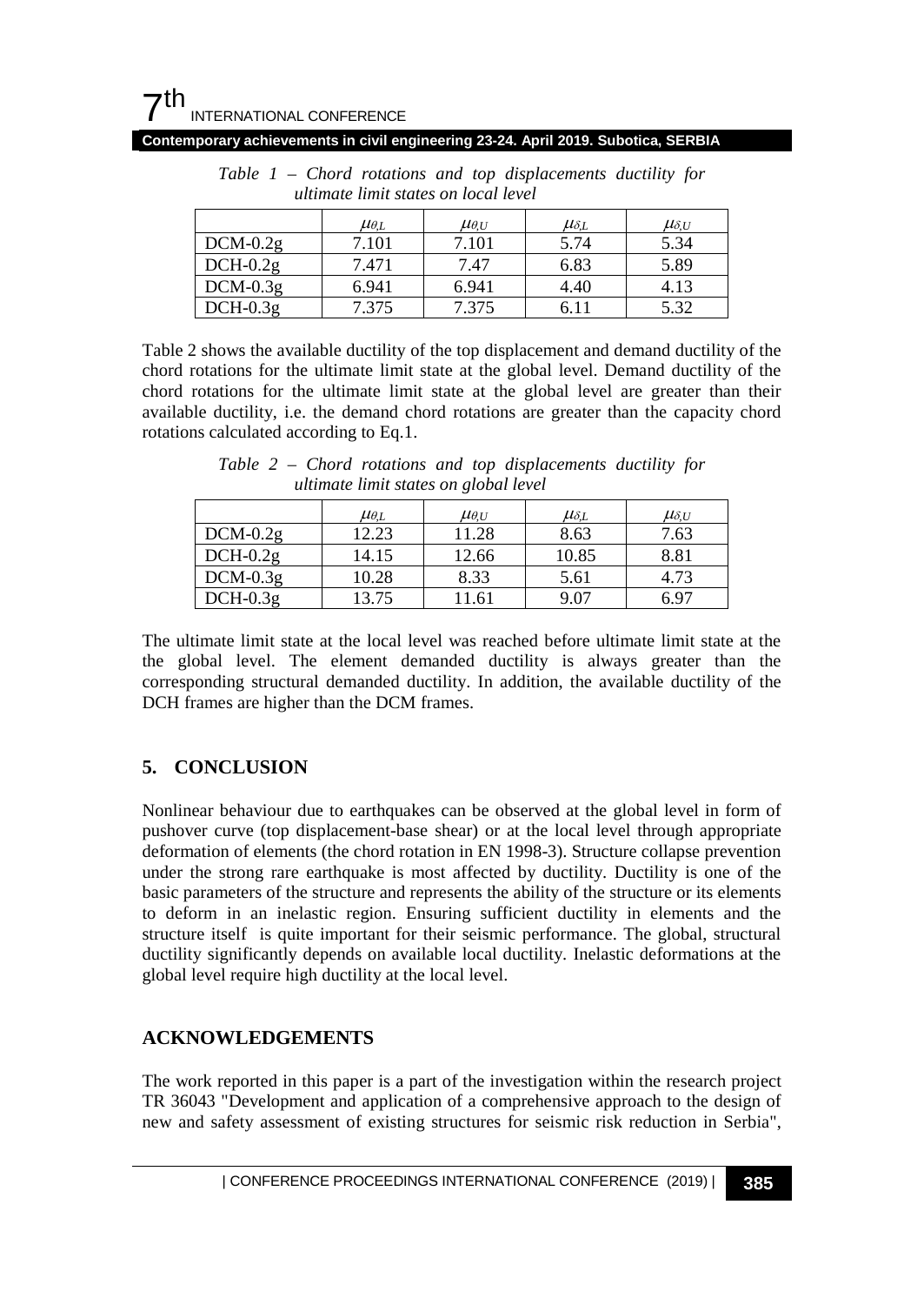*Table 1 – Chord rotations and top displacements ductility for ultimate limit states on local level*

| | $\mu_{\theta,L}$ | $\mu_{\theta,U}$ | $\mu_{\delta,L}$ | $\mu_{\delta,U}$ |
|---|---|---|---|---|
| DCM-0.2g | 7.101 | 7.101 | 5.74 | 5.34 |
| DCH-0.2g | 7.471 | 7.47 | 6.83 | 5.89 |
| DCM-0.3g | 6.941 | 6.941 | 4.40 | 4.13 |
| DCH-0.3g | 7.375 | 7.375 | 6.11 | 5.32 |

Table 2 shows the available ductility of the top displacement and demand ductility of the chord rotations for the ultimate limit state at the global level. Demand ductility of the chord rotations for the ultimate limit state at the global level are greater than their available ductility, i.e. the demand chord rotations are greater than the capacity chord rotations calculated according to Eq.1.

*Table 2 – Chord rotations and top displacements ductility for ultimate limit states on global level*

| | $\mu_{\theta,L}$ | $\mu_{\theta,U}$ | $\mu_{\delta,L}$ | $\mu_{\delta,U}$ |
|---|---|---|---|---|
| DCM-0.2g | 12.23 | 11.28 | 8.63 | 7.63 |
| DCH-0.2g | 14.15 | 12.66 | 10.85 | 8.81 |
| DCM-0.3g | 10.28 | 8.33 | 5.61 | 4.73 |
| DCH-0.3g | 13.75 | 11.61 | 9.07 | 6.97 |

The ultimate limit state at the local level was reached before ultimate limit state at the the global level. The element demanded ductility is always greater than the corresponding structural demanded ductility. In addition, the available ductility of the DCH frames are higher than the DCM frames.

## 5. CONCLUSION

Nonlinear behaviour due to earthquakes can be observed at the global level in form of pushover curve (top displacement-base shear) or at the local level through appropriate deformation of elements (the chord rotation in EN 1998-3). Structure collapse prevention under the strong rare earthquake is most affected by ductility. Ductility is one of the basic parameters of the structure and represents the ability of the structure or its elements to deform in an inelastic region. Ensuring sufficient ductility in elements and the structure itself is quite important for their seismic performance. The global, structural ductility significantly depends on available local ductility. Inelastic deformations at the global level require high ductility at the local level.

## ACKNOWLEDGEMENTS

The work reported in this paper is a part of the investigation within the research project TR 36043 "Development and application of a comprehensive approach to the design of new and safety assessment of existing structures for seismic risk reduction in Serbia",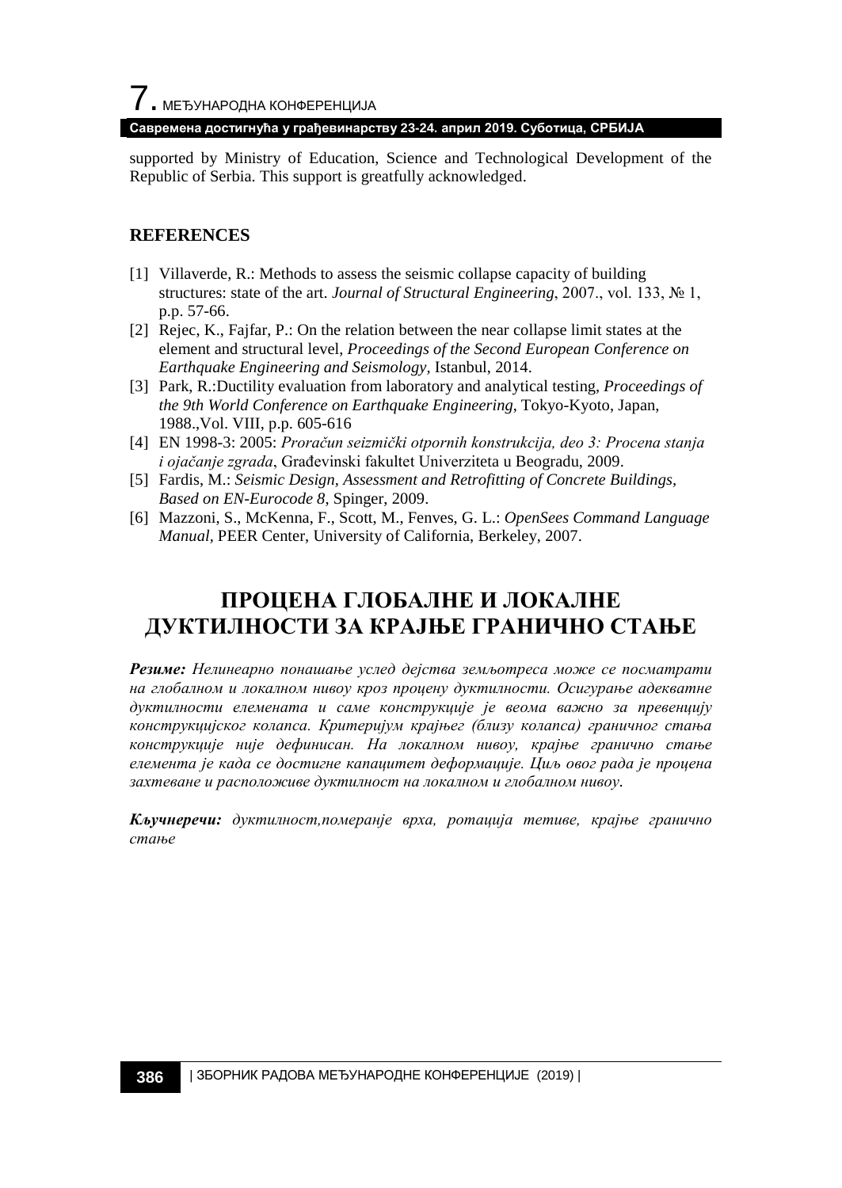supported by Ministry of Education, Science and Technological Development of the Republic of Serbia. This support is greatfully acknowledged.

## REFERENCES

[1] Villaverde, R.: Methods to assess the seismic collapse capacity of building structures: state of the art. *Journal of Structural Engineering*, 2007., vol. 133, № 1, p.p. 57-66.

[2] Rejec, K., Fajfar, P.: On the relation between the near collapse limit states at the element and structural level, *Proceedings of the Second European Conference on Earthquake Engineering and Seismology,* Istanbul, 2014.

[3] Park, R.:Ductility evaluation from laboratory and analytical testing, *Proceedings of the 9th World Conference on Earthquake Engineering*, Tokyo-Kyoto, Japan, 1988.,Vol. VIII, p.p. 605-616

[4] EN 1998-3: 2005: *Proračun seizmički otpornih konstrukcija, deo 3: Procena stanja i ojačanje zgrada*, Građevinski fakultet Univerziteta u Beogradu, 2009.

[5] Fardis, M.: *Seismic Design, Assessment and Retrofitting of Concrete Buildings, Based on EN-Eurocode 8*, Spinger, 2009.

[6] Mazzoni, S., McKenna, F., Scott, M., Fenves, G. L.: *OpenSees Command Language Manual,* PEER Center, University of California, Berkeley, 2007.

# ПРОЦЕНА ГЛОБАЛНЕ И ЛОКАЛНЕ ДУКТИЛНОСТИ ЗА КРАЈЊЕ ГРАНИЧНО СТАЊЕ

***Резиме:*** *Нелинеарно понашање услед дејства земљотреса може се посматрати на глобалном и локалном нивоу кроз процену дуктилности. Осигурање адекватне дуктилности елемената и саме конструкције је веома важно за превенцију конструкцијског колапса. Критеријум крајњег (близу колапса) граничног стања конструкције није дефинисан. На локалном нивоу, крајње гранично стање елемента је када се достигне капацитет деформације. Циљ овог рада је процена захтеване и расположиве дуктилност на локалном и глобалном нивоу.*

***Кључнеречи:*** *дуктилност,померање врха, ротација тетиве, крајње гранично стање*